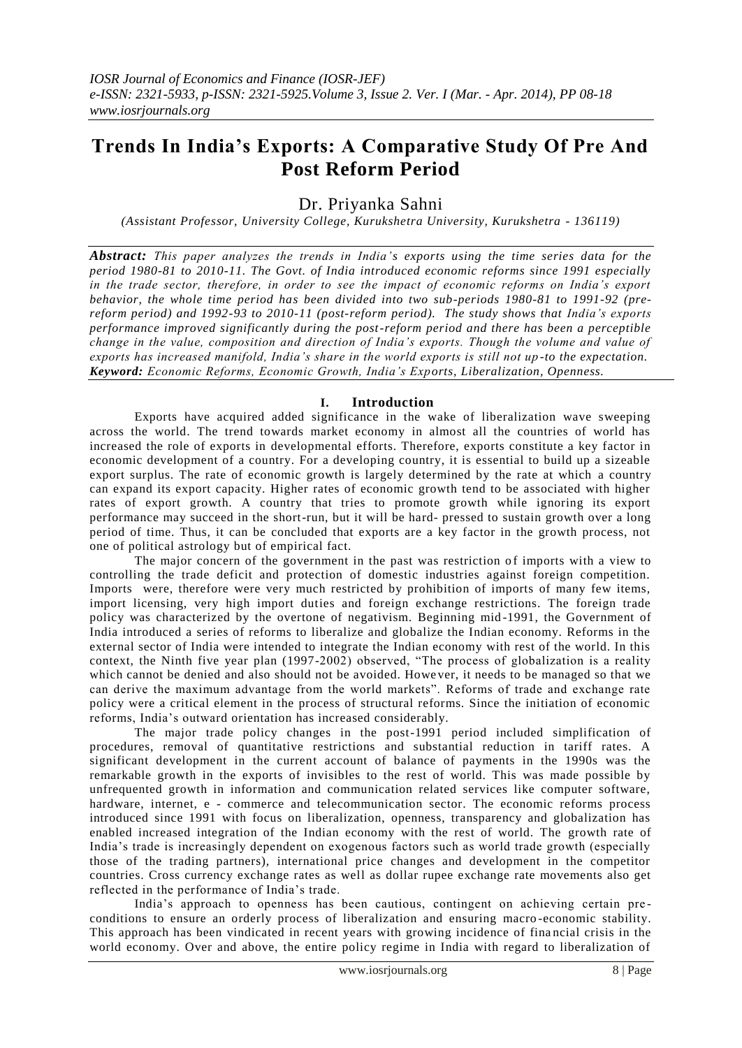# Trends In India's Exports: A Comparative Study Of Pre And Post Reform Period

Dr. Priyanka Sahni

*(Assistant Professor, University College, Kurukshetra University, Kurukshetra - 136119)*

***Abstract:*** *This paper analyzes the trends in India's exports using the time series data for the period 1980-81 to 2010-11. The Govt. of India introduced economic reforms since 1991 especially in the trade sector, therefore, in order to see the impact of economic reforms on India's export behavior, the whole time period has been divided into two sub-periods 1980-81 to 1991-92 (pre-reform period) and 1992-93 to 2010-11 (post-reform period). The study shows that India's exports performance improved significantly during the post-reform period and there has been a perceptible change in the value, composition and direction of India's exports. Though the volume and value of exports has increased manifold, India's share in the world exports is still not up-to the expectation.*

***Keyword:*** *Economic Reforms, Economic Growth, India's Exports, Liberalization, Openness.*

## I. Introduction

Exports have acquired added significance in the wake of liberalization wave sweeping across the world. The trend towards market economy in almost all the countries of world has increased the role of exports in developmental efforts. Therefore, exports constitute a key factor in economic development of a country. For a developing country, it is essential to build up a sizeable export surplus. The rate of economic growth is largely determined by the rate at which a country can expand its export capacity. Higher rates of economic growth tend to be associated with higher rates of export growth. A country that tries to promote growth while ignoring its export performance may succeed in the short-run, but it will be hard- pressed to sustain growth over a long period of time. Thus, it can be concluded that exports are a key factor in the growth process, not one of political astrology but of empirical fact.

The major concern of the government in the past was restriction of imports with a view to controlling the trade deficit and protection of domestic industries against foreign competition. Imports were, therefore were very much restricted by prohibition of imports of many few items, import licensing, very high import duties and foreign exchange restrictions. The foreign trade policy was characterized by the overtone of negativism. Beginning mid-1991, the Government of India introduced a series of reforms to liberalize and globalize the Indian economy. Reforms in the external sector of India were intended to integrate the Indian economy with rest of the world. In this context, the Ninth five year plan (1997-2002) observed, "The process of globalization is a reality which cannot be denied and also should not be avoided. However, it needs to be managed so that we can derive the maximum advantage from the world markets". Reforms of trade and exchange rate policy were a critical element in the process of structural reforms. Since the initiation of economic reforms, India's outward orientation has increased considerably.

The major trade policy changes in the post-1991 period included simplification of procedures, removal of quantitative restrictions and substantial reduction in tariff rates. A significant development in the current account of balance of payments in the 1990s was the remarkable growth in the exports of invisibles to the rest of world. This was made possible by unfrequented growth in information and communication related services like computer software, hardware, internet, e - commerce and telecommunication sector. The economic reforms process introduced since 1991 with focus on liberalization, openness, transparency and globalization has enabled increased integration of the Indian economy with the rest of world. The growth rate of India's trade is increasingly dependent on exogenous factors such as world trade growth (especially those of the trading partners), international price changes and development in the competitor countries. Cross currency exchange rates as well as dollar rupee exchange rate movements also get reflected in the performance of India's trade.

India's approach to openness has been cautious, contingent on achieving certain pre-conditions to ensure an orderly process of liberalization and ensuring macro-economic stability. This approach has been vindicated in recent years with growing incidence of financial crisis in the world economy. Over and above, the entire policy regime in India with regard to liberalization of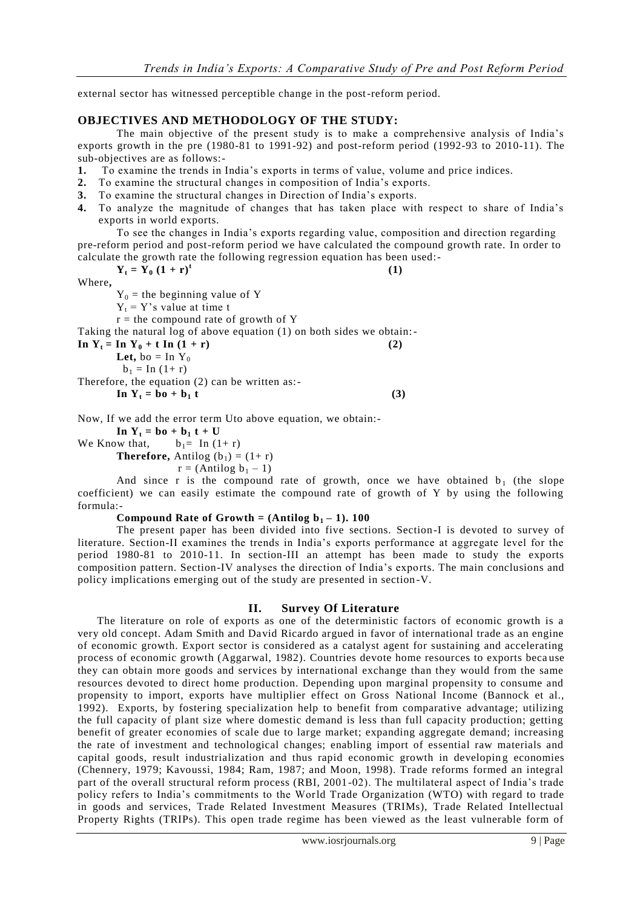external sector has witnessed perceptible change in the post-reform period.

## OBJECTIVES AND METHODOLOGY OF THE STUDY:

The main objective of the present study is to make a comprehensive analysis of India's exports growth in the pre (1980-81 to 1991-92) and post-reform period (1992-93 to 2010-11). The sub-objectives are as follows:-

1. To examine the trends in India's exports in terms of value, volume and price indices.
2. To examine the structural changes in composition of India's exports.
3. To examine the structural changes in Direction of India's exports.
4. To analyze the magnitude of changes that has taken place with respect to share of India's exports in world exports.

To see the changes in India's exports regarding value, composition and direction regarding pre-reform period and post-reform period we have calculated the compound growth rate. In order to calculate the growth rate the following regression equation has been used:-

$$Y_t = Y_0 (1 + r)^t \quad (1)$$

Where,

$Y_0$ = the beginning value of Y

$Y_t$ = Y's value at time t

r = the compound rate of growth of Y

Taking the natural log of above equation (1) on both sides we obtain:-

$$\text{In } Y_t = \text{In } Y_0 + t \text{ In } (1 + r) \quad (2)$$

**Let,** $bo = \text{In } Y_0$

$b_1 = \text{In } (1 + r)$

Therefore, the equation (2) can be written as:-

$$\text{In } Y_t = bo + b_1 t \quad (3)$$

Now, If we add the error term Uto above equation, we obtain:-

$$\text{In } Y_t = bo + b_1 t + U$$

We Know that, $b_1 = \text{In } (1 + r)$

**Therefore,** Antilog $(b_1) = (1 + r)$

$r = (\text{Antilog } b_1 - 1)$

And since r is the compound rate of growth, once we have obtained $b_1$ (the slope coefficient) we can easily estimate the compound rate of growth of Y by using the following formula:-

**Compound Rate of Growth = (Antilog $b_1 - 1$). 100**

The present paper has been divided into five sections. Section-I is devoted to survey of literature. Section-II examines the trends in India's exports performance at aggregate level for the period 1980-81 to 2010-11. In section-III an attempt has been made to study the exports composition pattern. Section-IV analyses the direction of India's exports. The main conclusions and policy implications emerging out of the study are presented in section-V.

## II. Survey Of Literature

The literature on role of exports as one of the deterministic factors of economic growth is a very old concept. Adam Smith and David Ricardo argued in favor of international trade as an engine of economic growth. Export sector is considered as a catalyst agent for sustaining and accelerating process of economic growth (Aggarwal, 1982). Countries devote home resources to exports because they can obtain more goods and services by international exchange than they would from the same resources devoted to direct home production. Depending upon marginal propensity to consume and propensity to import, exports have multiplier effect on Gross National Income (Bannock et al., 1992). Exports, by fostering specialization help to benefit from comparative advantage; utilizing the full capacity of plant size where domestic demand is less than full capacity production; getting benefit of greater economies of scale due to large market; expanding aggregate demand; increasing the rate of investment and technological changes; enabling import of essential raw materials and capital goods, result industrialization and thus rapid economic growth in developing economies (Chennery, 1979; Kavoussi, 1984; Ram, 1987; and Moon, 1998). Trade reforms formed an integral part of the overall structural reform process (RBI, 2001-02). The multilateral aspect of India's trade policy refers to India's commitments to the World Trade Organization (WTO) with regard to trade in goods and services, Trade Related Investment Measures (TRIMs), Trade Related Intellectual Property Rights (TRIPs). This open trade regime has been viewed as the least vulnerable form of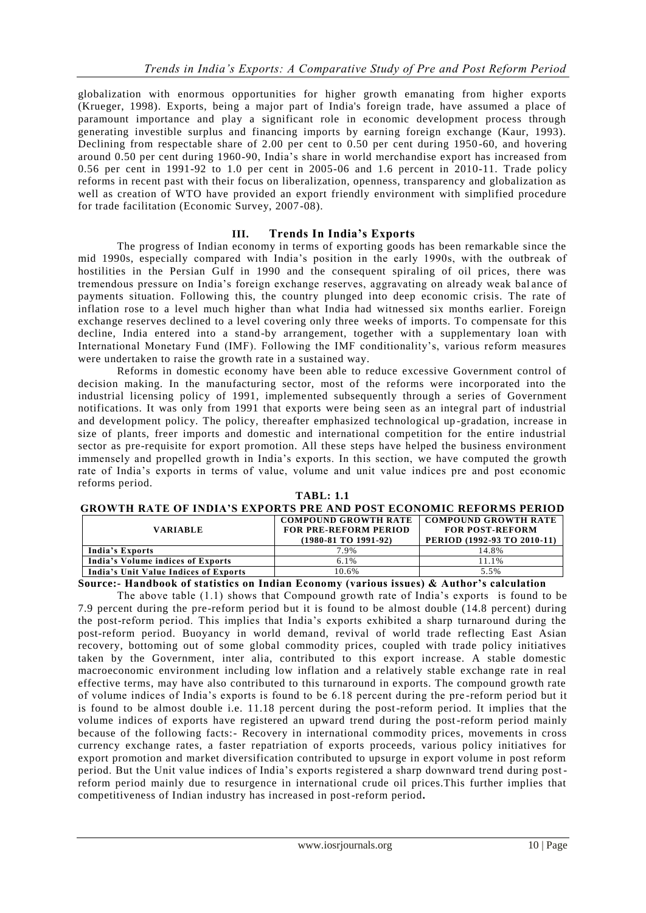globalization with enormous opportunities for higher growth emanating from higher exports (Krueger, 1998). Exports, being a major part of India's foreign trade, have assumed a place of paramount importance and play a significant role in economic development process through generating investible surplus and financing imports by earning foreign exchange (Kaur, 1993). Declining from respectable share of 2.00 per cent to 0.50 per cent during 1950-60, and hovering around 0.50 per cent during 1960-90, India's share in world merchandise export has increased from 0.56 per cent in 1991-92 to 1.0 per cent in 2005-06 and 1.6 percent in 2010-11. Trade policy reforms in recent past with their focus on liberalization, openness, transparency and globalization as well as creation of WTO have provided an export friendly environment with simplified procedure for trade facilitation (Economic Survey, 2007-08).

## III. Trends In India's Exports

The progress of Indian economy in terms of exporting goods has been remarkable since the mid 1990s, especially compared with India's position in the early 1990s, with the outbreak of hostilities in the Persian Gulf in 1990 and the consequent spiraling of oil prices, there was tremendous pressure on India's foreign exchange reserves, aggravating on already weak bal ance of payments situation. Following this, the country plunged into deep economic crisis. The rate of inflation rose to a level much higher than what India had witnessed six months earlier. Foreign exchange reserves declined to a level covering only three weeks of imports. To compensate for this decline, India entered into a stand-by arrangement, together with a supplementary loan with International Monetary Fund (IMF). Following the IMF conditionality's, various reform measures were undertaken to raise the growth rate in a sustained way.

Reforms in domestic economy have been able to reduce excessive Government control of decision making. In the manufacturing sector, most of the reforms were incorporated into the industrial licensing policy of 1991, implemented subsequently through a series of Government notifications. It was only from 1991 that exports were being seen as an integral part of industrial and development policy. The policy, thereafter emphasized technological up-gradation, increase in size of plants, freer imports and domestic and international competition for the entire industrial sector as pre-requisite for export promotion. All these steps have helped the business environment immensely and propelled growth in India's exports. In this section, we have computed the growth rate of India's exports in terms of value, volume and unit value indices pre and post economic reforms period.

**TABL: 1.1**
**GROWTH RATE OF INDIA'S EXPORTS PRE AND POST ECONOMIC REFORMS PERIOD**

| VARIABLE | COMPOUND GROWTH RATE FOR PRE-REFORM PERIOD (1980-81 TO 1991-92) | COMPOUND GROWTH RATE FOR POST-REFORM PERIOD (1992-93 TO 2010-11) |
|---|---|---|
| **India's Exports** | 7.9% | 14.8% |
| **India's Volume indices of Exports** | 6.1% | 11.1% |
| **India's Unit Value Indices of Exports** | 10.6% | 5.5% |

**Source:- Handbook of statistics on Indian Economy (various issues) & Author's calculation**

The above table (1.1) shows that Compound growth rate of India's exports is found to be 7.9 percent during the pre-reform period but it is found to be almost double (14.8 percent) during the post-reform period. This implies that India's exports exhibited a sharp turnaround during the post-reform period. Buoyancy in world demand, revival of world trade reflecting East Asian recovery, bottoming out of some global commodity prices, coupled with trade policy initiatives taken by the Government, inter alia, contributed to this export increase. A stable domestic macroeconomic environment including low inflation and a relatively stable exchange rate in real effective terms, may have also contributed to this turnaround in exports. The compound growth rate of volume indices of India's exports is found to be 6.18 percent during the pre-reform period but it is found to be almost double i.e. 11.18 percent during the post-reform period. It implies that the volume indices of exports have registered an upward trend during the post-reform period mainly because of the following facts:- Recovery in international commodity prices, movements in cross currency exchange rates, a faster repatriation of exports proceeds, various policy initiatives for export promotion and market diversification contributed to upsurge in export volume in post reform period. But the Unit value indices of India's exports registered a sharp downward trend during post-reform period mainly due to resurgence in international crude oil prices.This further implies that competitiveness of Indian industry has increased in post-reform period**.**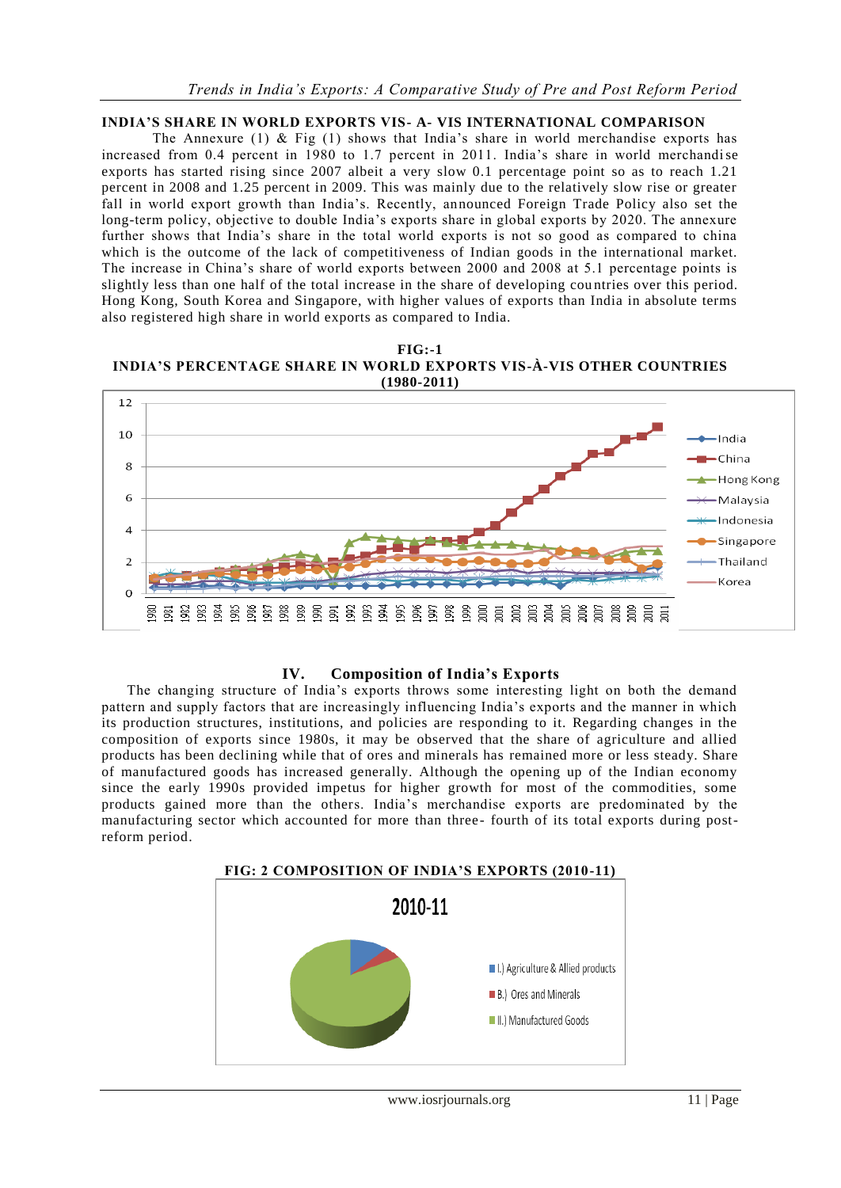## INDIA'S SHARE IN WORLD EXPORTS VIS- A- VIS INTERNATIONAL COMPARISON

The Annexure (1) & Fig (1) shows that India's share in world merchandise exports has increased from 0.4 percent in 1980 to 1.7 percent in 2011. India's share in world merchandise exports has started rising since 2007 albeit a very slow 0.1 percentage point so as to reach 1.21 percent in 2008 and 1.25 percent in 2009. This was mainly due to the relatively slow rise or greater fall in world export growth than India's. Recently, announced Foreign Trade Policy also set the long-term policy, objective to double India's exports share in global exports by 2020. The annexure further shows that India's share in the total world exports is not so good as compared to china which is the outcome of the lack of competitiveness of Indian goods in the international market. The increase in China's share of world exports between 2000 and 2008 at 5.1 percentage points is slightly less than one half of the total increase in the share of developing countries over this period. Hong Kong, South Korea and Singapore, with higher values of exports than India in absolute terms also registered high share in world exports as compared to India.

**FIG:-1**
**INDIA'S PERCENTAGE SHARE IN WORLD EXPORTS VIS-À-VIS OTHER COUNTRIES (1980-2011)**

## IV. Composition of India's Exports

The changing structure of India's exports throws some interesting light on both the demand pattern and supply factors that are increasingly influencing India's exports and the manner in which its production structures, institutions, and policies are responding to it. Regarding changes in the composition of exports since 1980s, it may be observed that the share of agriculture and allied products has been declining while that of ores and minerals has remained more or less steady. Share of manufactured goods has increased generally. Although the opening up of the Indian economy since the early 1990s provided impetus for higher growth for most of the commodities, some products gained more than the others. India's merchandise exports are predominated by the manufacturing sector which accounted for more than three- fourth of its total exports during post-reform period.

**FIG: 2 COMPOSITION OF INDIA'S EXPORTS (2010-11)**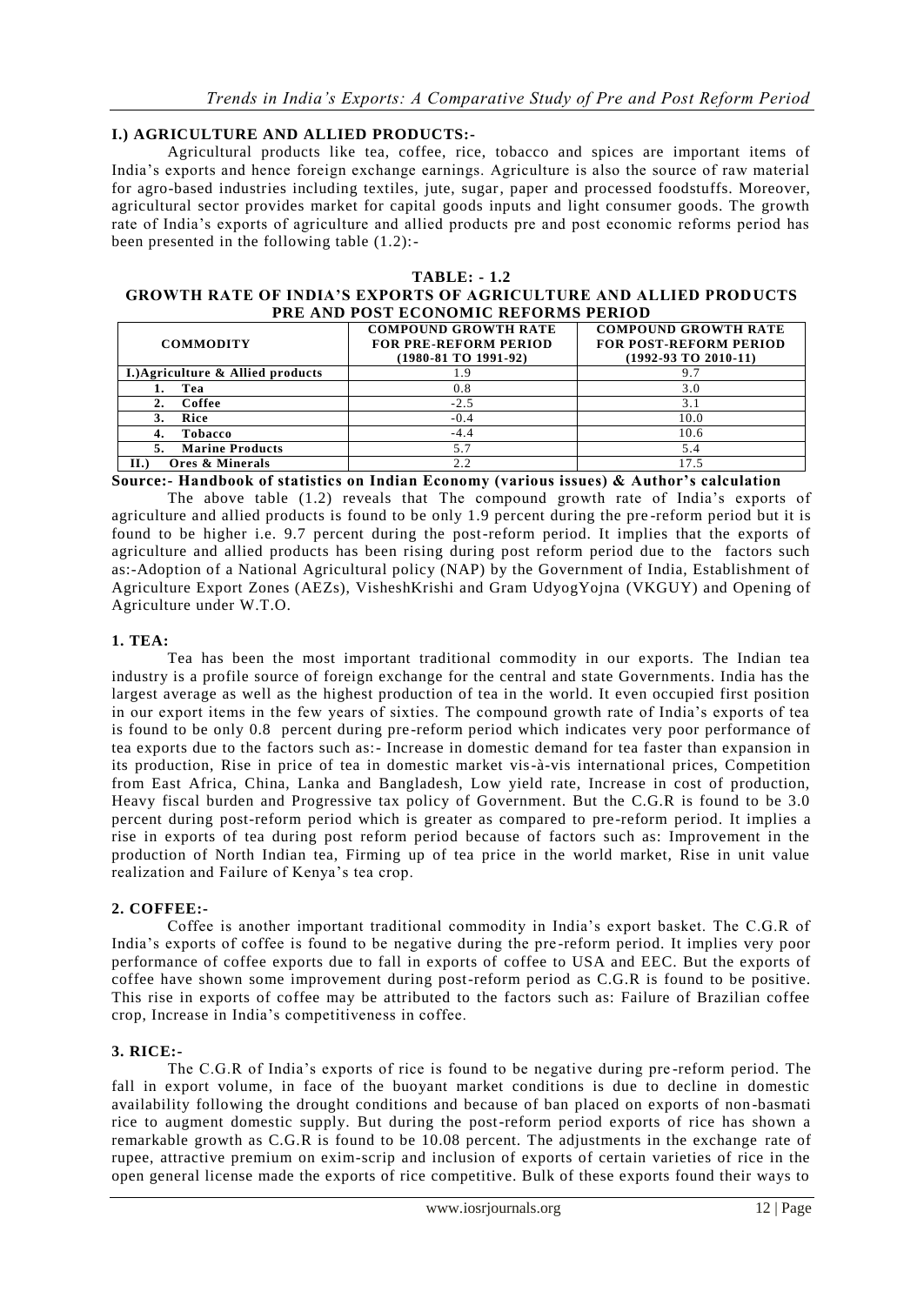### I.) AGRICULTURE AND ALLIED PRODUCTS:-

Agricultural products like tea, coffee, rice, tobacco and spices are important items of India's exports and hence foreign exchange earnings. Agriculture is also the source of raw material for agro-based industries including textiles, jute, sugar, paper and processed foodstuffs. Moreover, agricultural sector provides market for capital goods inputs and light consumer goods. The growth rate of India's exports of agriculture and allied products pre and post economic reforms period has been presented in the following table (1.2):-

**TABLE: - 1.2**
**GROWTH RATE OF INDIA'S EXPORTS OF AGRICULTURE AND ALLIED PRODUCTS PRE AND POST ECONOMIC REFORMS PERIOD**

| COMMODITY | COMPOUND GROWTH RATE FOR PRE-REFORM PERIOD (1980-81 TO 1991-92) | COMPOUND GROWTH RATE FOR POST-REFORM PERIOD (1992-93 TO 2010-11) |
|---|---|---|
| **I.)Agriculture & Allied products** | 1.9 | 9.7 |
| **1. Tea** | 0.8 | 3.0 |
| **2. Coffee** | -2.5 | 3.1 |
| **3. Rice** | -0.4 | 10.0 |
| **4. Tobacco** | -4.4 | 10.6 |
| **5. Marine Products** | 5.7 | 5.4 |
| **II.) Ores & Minerals** | 2.2 | 17.5 |

**Source:- Handbook of statistics on Indian Economy (various issues) & Author's calculation**

The above table (1.2) reveals that The compound growth rate of India's exports of agriculture and allied products is found to be only 1.9 percent during the pre-reform period but it is found to be higher i.e. 9.7 percent during the post-reform period. It implies that the exports of agriculture and allied products has been rising during post reform period due to the factors such as:-Adoption of a National Agricultural policy (NAP) by the Government of India, Establishment of Agriculture Export Zones (AEZs), VisheshKrishi and Gram UdyogYojna (VKGUY) and Opening of Agriculture under W.T.O.

#### 1. TEA:

Tea has been the most important traditional commodity in our exports. The Indian tea industry is a profile source of foreign exchange for the central and state Governments. India has the largest average as well as the highest production of tea in the world. It even occupied first position in our export items in the few years of sixties. The compound growth rate of India's exports of tea is found to be only 0.8 percent during pre-reform period which indicates very poor performance of tea exports due to the factors such as:- Increase in domestic demand for tea faster than expansion in its production, Rise in price of tea in domestic market vis-à-vis international prices, Competition from East Africa, China, Lanka and Bangladesh, Low yield rate, Increase in cost of production, Heavy fiscal burden and Progressive tax policy of Government. But the C.G.R is found to be 3.0 percent during post-reform period which is greater as compared to pre-reform period. It implies a rise in exports of tea during post reform period because of factors such as: Improvement in the production of North Indian tea, Firming up of tea price in the world market, Rise in unit value realization and Failure of Kenya's tea crop.

#### 2. COFFEE:-

Coffee is another important traditional commodity in India's export basket. The C.G.R of India's exports of coffee is found to be negative during the pre-reform period. It implies very poor performance of coffee exports due to fall in exports of coffee to USA and EEC. But the exports of coffee have shown some improvement during post-reform period as C.G.R is found to be positive. This rise in exports of coffee may be attributed to the factors such as: Failure of Brazilian coffee crop, Increase in India's competitiveness in coffee.

#### 3. RICE:-

The C.G.R of India's exports of rice is found to be negative during pre-reform period. The fall in export volume, in face of the buoyant market conditions is due to decline in domestic availability following the drought conditions and because of ban placed on exports of non-basmati rice to augment domestic supply. But during the post-reform period exports of rice has shown a remarkable growth as C.G.R is found to be 10.08 percent. The adjustments in the exchange rate of rupee, attractive premium on exim-scrip and inclusion of exports of certain varieties of rice in the open general license made the exports of rice competitive. Bulk of these exports found their ways to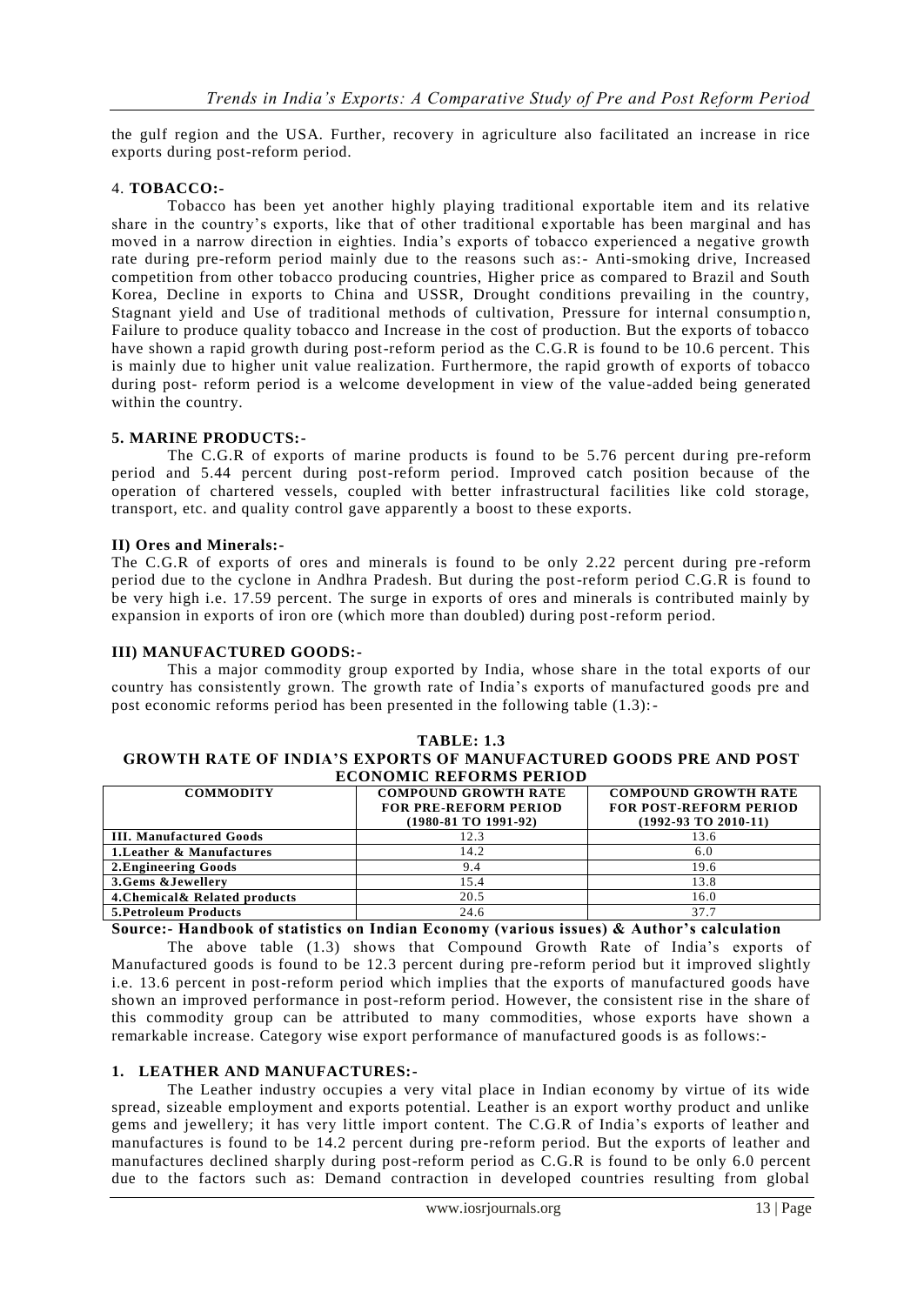the gulf region and the USA. Further, recovery in agriculture also facilitated an increase in rice exports during post-reform period.

### 4. TOBACCO:-

Tobacco has been yet another highly playing traditional exportable item and its relative share in the country's exports, like that of other traditional exportable has been marginal and has moved in a narrow direction in eighties. India's exports of tobacco experienced a negative growth rate during pre-reform period mainly due to the reasons such as:- Anti-smoking drive, Increased competition from other tobacco producing countries, Higher price as compared to Brazil and South Korea, Decline in exports to China and USSR, Drought conditions prevailing in the country, Stagnant yield and Use of traditional methods of cultivation, Pressure for internal consumption, Failure to produce quality tobacco and Increase in the cost of production. But the exports of tobacco have shown a rapid growth during post-reform period as the C.G.R is found to be 10.6 percent. This is mainly due to higher unit value realization. Furthermore, the rapid growth of exports of tobacco during post- reform period is a welcome development in view of the value-added being generated within the country.

### 5. MARINE PRODUCTS:-

The C.G.R of exports of marine products is found to be 5.76 percent during pre-reform period and 5.44 percent during post-reform period. Improved catch position because of the operation of chartered vessels, coupled with better infrastructural facilities like cold storage, transport, etc. and quality control gave apparently a boost to these exports.

### II) Ores and Minerals:-

The C.G.R of exports of ores and minerals is found to be only 2.22 percent during pre-reform period due to the cyclone in Andhra Pradesh. But during the post-reform period C.G.R is found to be very high i.e. 17.59 percent. The surge in exports of ores and minerals is contributed mainly by expansion in exports of iron ore (which more than doubled) during post-reform period.

### III) MANUFACTURED GOODS:-

This a major commodity group exported by India, whose share in the total exports of our country has consistently grown. The growth rate of India's exports of manufactured goods pre and post economic reforms period has been presented in the following table (1.3):-

**TABLE: 1.3**
**GROWTH RATE OF INDIA'S EXPORTS OF MANUFACTURED GOODS PRE AND POST ECONOMIC REFORMS PERIOD**

| COMMODITY | COMPOUND GROWTH RATE FOR PRE-REFORM PERIOD (1980-81 TO 1991-92) | COMPOUND GROWTH RATE FOR POST-REFORM PERIOD (1992-93 TO 2010-11) |
|---|---|---|
| III. Manufactured Goods | 12.3 | 13.6 |
| 1.Leather & Manufactures | 14.2 | 6.0 |
| 2.Engineering Goods | 9.4 | 19.6 |
| 3.Gems &Jewellery | 15.4 | 13.8 |
| 4.Chemical& Related products | 20.5 | 16.0 |
| 5.Petroleum Products | 24.6 | 37.7 |

**Source:- Handbook of statistics on Indian Economy (various issues) & Author's calculation**

The above table (1.3) shows that Compound Growth Rate of India's exports of Manufactured goods is found to be 12.3 percent during pre-reform period but it improved slightly i.e. 13.6 percent in post-reform period which implies that the exports of manufactured goods have shown an improved performance in post-reform period. However, the consistent rise in the share of this commodity group can be attributed to many commodities, whose exports have shown a remarkable increase. Category wise export performance of manufactured goods is as follows:-

### 1. LEATHER AND MANUFACTURES:-

The Leather industry occupies a very vital place in Indian economy by virtue of its wide spread, sizeable employment and exports potential. Leather is an export worthy product and unlike gems and jewellery; it has very little import content. The C.G.R of India's exports of leather and manufactures is found to be 14.2 percent during pre-reform period. But the exports of leather and manufactures declined sharply during post-reform period as C.G.R is found to be only 6.0 percent due to the factors such as: Demand contraction in developed countries resulting from global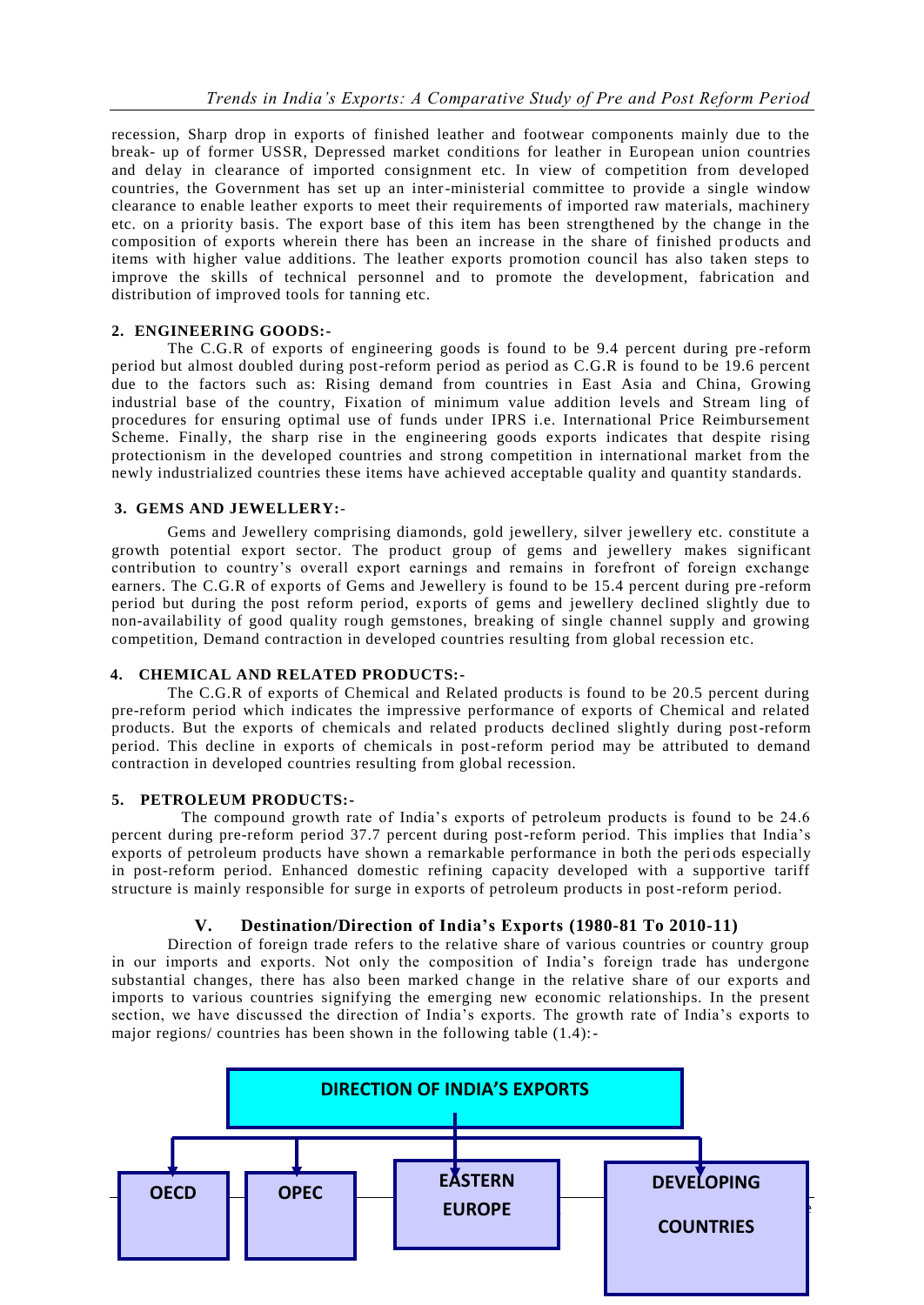recession, Sharp drop in exports of finished leather and footwear components mainly due to the break- up of former USSR, Depressed market conditions for leather in European union countries and delay in clearance of imported consignment etc. In view of competition from developed countries, the Government has set up an inter-ministerial committee to provide a single window clearance to enable leather exports to meet their requirements of imported raw materials, machinery etc. on a priority basis. The export base of this item has been strengthened by the change in the composition of exports wherein there has been an increase in the share of finished products and items with higher value additions. The leather exports promotion council has also taken steps to improve the skills of technical personnel and to promote the development, fabrication and distribution of improved tools for tanning etc.

**2. ENGINEERING GOODS:-**

The C.G.R of exports of engineering goods is found to be 9.4 percent during pre-reform period but almost doubled during post-reform period as period as C.G.R is found to be 19.6 percent due to the factors such as: Rising demand from countries in East Asia and China, Growing industrial base of the country, Fixation of minimum value addition levels and Stream ling of procedures for ensuring optimal use of funds under IPRS i.e. International Price Reimbursement Scheme. Finally, the sharp rise in the engineering goods exports indicates that despite rising protectionism in the developed countries and strong competition in international market from the newly industrialized countries these items have achieved acceptable quality and quantity standards.

**3. GEMS AND JEWELLERY:-**

Gems and Jewellery comprising diamonds, gold jewellery, silver jewellery etc. constitute a growth potential export sector. The product group of gems and jewellery makes significant contribution to country's overall export earnings and remains in forefront of foreign exchange earners. The C.G.R of exports of Gems and Jewellery is found to be 15.4 percent during pre-reform period but during the post reform period, exports of gems and jewellery declined slightly due to non-availability of good quality rough gemstones, breaking of single channel supply and growing competition, Demand contraction in developed countries resulting from global recession etc.

**4. CHEMICAL AND RELATED PRODUCTS:-**

The C.G.R of exports of Chemical and Related products is found to be 20.5 percent during pre-reform period which indicates the impressive performance of exports of Chemical and related products. But the exports of chemicals and related products declined slightly during post-reform period. This decline in exports of chemicals in post-reform period may be attributed to demand contraction in developed countries resulting from global recession.

**5. PETROLEUM PRODUCTS:-**

The compound growth rate of India's exports of petroleum products is found to be 24.6 percent during pre-reform period 37.7 percent during post-reform period. This implies that India's exports of petroleum products have shown a remarkable performance in both the periods especially in post-reform period. Enhanced domestic refining capacity developed with a supportive tariff structure is mainly responsible for surge in exports of petroleum products in post-reform period.

## V. Destination/Direction of India's Exports (1980-81 To 2010-11)

Direction of foreign trade refers to the relative share of various countries or country group in our imports and exports. Not only the composition of India's foreign trade has undergone substantial changes, there has also been marked change in the relative share of our exports and imports to various countries signifying the emerging new economic relationships. In the present section, we have discussed the direction of India's exports. The growth rate of India's exports to major regions/ countries has been shown in the following table (1.4):-

**DIRECTION OF INDIA'S EXPORTS**

- OECD
- OPEC
- EASTERN EUROPE
- DEVELOPING COUNTRIES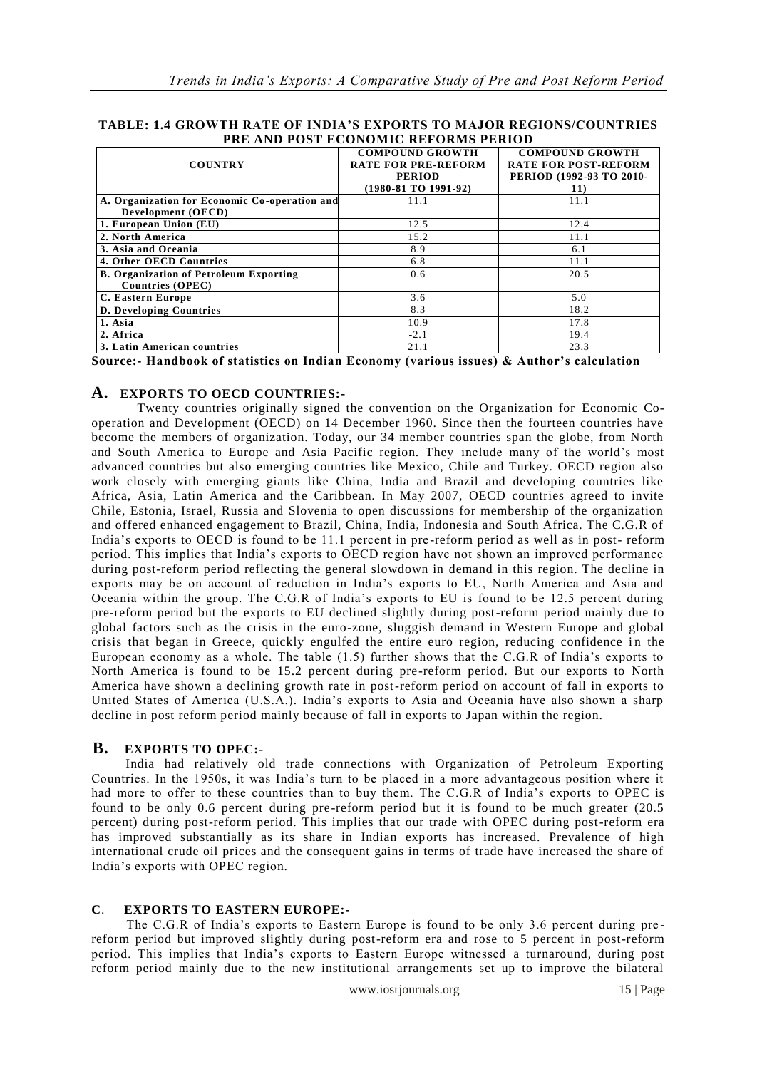**TABLE: 1.4 GROWTH RATE OF INDIA'S EXPORTS TO MAJOR REGIONS/COUNTRIES PRE AND POST ECONOMIC REFORMS PERIOD**

| COUNTRY | COMPOUND GROWTH RATE FOR PRE-REFORM PERIOD (1980-81 TO 1991-92) | COMPOUND GROWTH RATE FOR POST-REFORM PERIOD (1992-93 TO 2010-11) |
|---|---|---|
| A. Organization for Economic Co-operation and Development (OECD) | 11.1 | 11.1 |
| 1. European Union (EU) | 12.5 | 12.4 |
| 2. North America | 15.2 | 11.1 |
| 3. Asia and Oceania | 8.9 | 6.1 |
| 4. Other OECD Countries | 6.8 | 11.1 |
| B. Organization of Petroleum Exporting Countries (OPEC) | 0.6 | 20.5 |
| C. Eastern Europe | 3.6 | 5.0 |
| D. Developing Countries | 8.3 | 18.2 |
| 1. Asia | 10.9 | 17.8 |
| 2. Africa | -2.1 | 19.4 |
| 3. Latin American countries | 21.1 | 23.3 |

**Source:- Handbook of statistics on Indian Economy (various issues) & Author's calculation**

## A. EXPORTS TO OECD COUNTRIES:-

Twenty countries originally signed the convention on the Organization for Economic Co-operation and Development (OECD) on 14 December 1960. Since then the fourteen countries have become the members of organization. Today, our 34 member countries span the globe, from North and South America to Europe and Asia Pacific region. They include many of the world's most advanced countries but also emerging countries like Mexico, Chile and Turkey. OECD region also work closely with emerging giants like China, India and Brazil and developing countries like Africa, Asia, Latin America and the Caribbean. In May 2007, OECD countries agreed to invite Chile, Estonia, Israel, Russia and Slovenia to open discussions for membership of the organization and offered enhanced engagement to Brazil, China, India, Indonesia and South Africa. The C.G.R of India's exports to OECD is found to be 11.1 percent in pre-reform period as well as in post- reform period. This implies that India's exports to OECD region have not shown an improved performance during post-reform period reflecting the general slowdown in demand in this region. The decline in exports may be on account of reduction in India's exports to EU, North America and Asia and Oceania within the group. The C.G.R of India's exports to EU is found to be 12.5 percent during pre-reform period but the exports to EU declined slightly during post-reform period mainly due to global factors such as the crisis in the euro-zone, sluggish demand in Western Europe and global crisis that began in Greece, quickly engulfed the entire euro region, reducing confidence in the European economy as a whole. The table (1.5) further shows that the C.G.R of India's exports to North America is found to be 15.2 percent during pre-reform period. But our exports to North America have shown a declining growth rate in post-reform period on account of fall in exports to United States of America (U.S.A.). India's exports to Asia and Oceania have also shown a sharp decline in post reform period mainly because of fall in exports to Japan within the region.

## B. EXPORTS TO OPEC:-

India had relatively old trade connections with Organization of Petroleum Exporting Countries. In the 1950s, it was India's turn to be placed in a more advantageous position where it had more to offer to these countries than to buy them. The C.G.R of India's exports to OPEC is found to be only 0.6 percent during pre-reform period but it is found to be much greater (20.5 percent) during post-reform period. This implies that our trade with OPEC during post-reform era has improved substantially as its share in Indian exports has increased. Prevalence of high international crude oil prices and the consequent gains in terms of trade have increased the share of India's exports with OPEC region.

## C. EXPORTS TO EASTERN EUROPE:-

The C.G.R of India's exports to Eastern Europe is found to be only 3.6 percent during pre-reform period but improved slightly during post-reform era and rose to 5 percent in post-reform period. This implies that India's exports to Eastern Europe witnessed a turnaround, during post reform period mainly due to the new institutional arrangements set up to improve the bilateral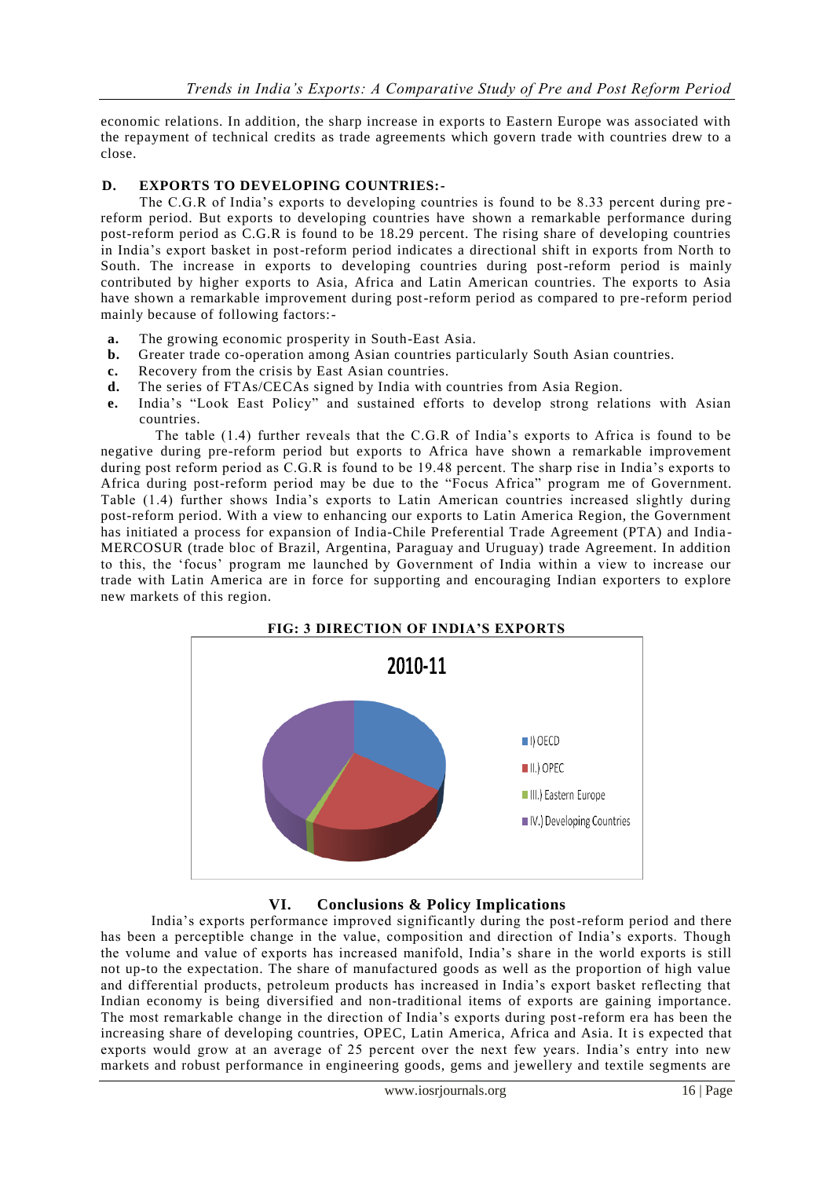economic relations. In addition, the sharp increase in exports to Eastern Europe was associated with the repayment of technical credits as trade agreements which govern trade with countries drew to a close.

### D. EXPORTS TO DEVELOPING COUNTRIES:-

The C.G.R of India's exports to developing countries is found to be 8.33 percent during pre-reform period. But exports to developing countries have shown a remarkable performance during post-reform period as C.G.R is found to be 18.29 percent. The rising share of developing countries in India's export basket in post-reform period indicates a directional shift in exports from North to South. The increase in exports to developing countries during post-reform period is mainly contributed by higher exports to Asia, Africa and Latin American countries. The exports to Asia have shown a remarkable improvement during post-reform period as compared to pre-reform period mainly because of following factors:-

- **a.** The growing economic prosperity in South-East Asia.
- **b.** Greater trade co-operation among Asian countries particularly South Asian countries.
- **c.** Recovery from the crisis by East Asian countries.
- **d.** The series of FTAs/CECAs signed by India with countries from Asia Region.
- **e.** India's "Look East Policy" and sustained efforts to develop strong relations with Asian countries.

The table (1.4) further reveals that the C.G.R of India's exports to Africa is found to be negative during pre-reform period but exports to Africa have shown a remarkable improvement during post reform period as C.G.R is found to be 19.48 percent. The sharp rise in India's exports to Africa during post-reform period may be due to the "Focus Africa" program me of Government. Table (1.4) further shows India's exports to Latin American countries increased slightly during post-reform period. With a view to enhancing our exports to Latin America Region, the Government has initiated a process for expansion of India-Chile Preferential Trade Agreement (PTA) and India-MERCOSUR (trade bloc of Brazil, Argentina, Paraguay and Uruguay) trade Agreement. In addition to this, the 'focus' program me launched by Government of India within a view to increase our trade with Latin America are in force for supporting and encouraging Indian exporters to explore new markets of this region.

**FIG: 3 DIRECTION OF INDIA'S EXPORTS**

**2010-11**

- I) OECD
- II.) OPEC
- III.) Eastern Europe
- IV.) Developing Countries

## VI. Conclusions & Policy Implications

India's exports performance improved significantly during the post-reform period and there has been a perceptible change in the value, composition and direction of India's exports. Though the volume and value of exports has increased manifold, India's share in the world exports is still not up-to the expectation. The share of manufactured goods as well as the proportion of high value and differential products, petroleum products has increased in India's export basket reflecting that Indian economy is being diversified and non-traditional items of exports are gaining importance. The most remarkable change in the direction of India's exports during post-reform era has been the increasing share of developing countries, OPEC, Latin America, Africa and Asia. It is expected that exports would grow at an average of 25 percent over the next few years. India's entry into new markets and robust performance in engineering goods, gems and jewellery and textile segments are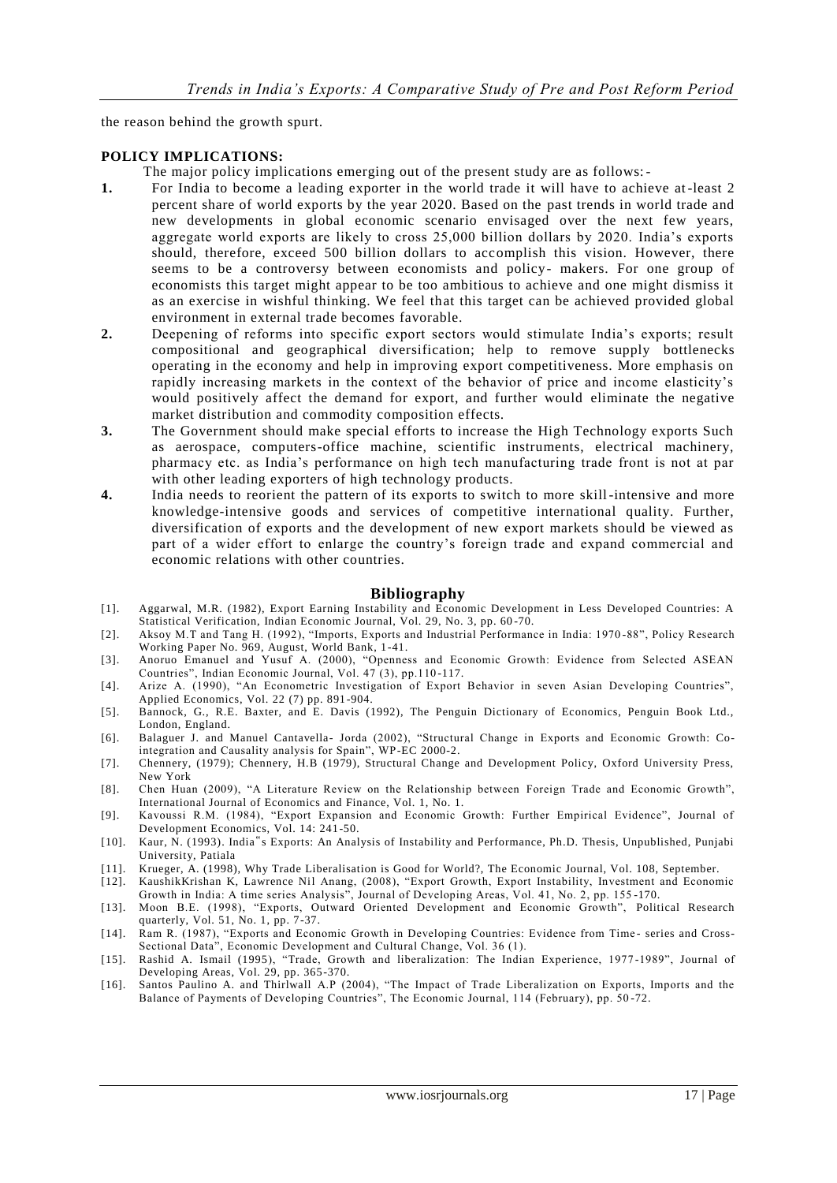the reason behind the growth spurt.

**POLICY IMPLICATIONS:**

The major policy implications emerging out of the present study are as follows:-

1. For India to become a leading exporter in the world trade it will have to achieve at-least 2 percent share of world exports by the year 2020. Based on the past trends in world trade and new developments in global economic scenario envisaged over the next few years, aggregate world exports are likely to cross 25,000 billion dollars by 2020. India's exports should, therefore, exceed 500 billion dollars to accomplish this vision. However, there seems to be a controversy between economists and policy- makers. For one group of economists this target might appear to be too ambitious to achieve and one might dismiss it as an exercise in wishful thinking. We feel that this target can be achieved provided global environment in external trade becomes favorable.
2. Deepening of reforms into specific export sectors would stimulate India's exports; result compositional and geographical diversification; help to remove supply bottlenecks operating in the economy and help in improving export competitiveness. More emphasis on rapidly increasing markets in the context of the behavior of price and income elasticity's would positively affect the demand for export, and further would eliminate the negative market distribution and commodity composition effects.
3. The Government should make special efforts to increase the High Technology exports Such as aerospace, computers-office machine, scientific instruments, electrical machinery, pharmacy etc. as India's performance on high tech manufacturing trade front is not at par with other leading exporters of high technology products.
4. India needs to reorient the pattern of its exports to switch to more skill-intensive and more knowledge-intensive goods and services of competitive international quality. Further, diversification of exports and the development of new export markets should be viewed as part of a wider effort to enlarge the country's foreign trade and expand commercial and economic relations with other countries.

## Bibliography

[1]. Aggarwal, M.R. (1982), Export Earning Instability and Economic Development in Less Developed Countries: A Statistical Verification, Indian Economic Journal, Vol. 29, No. 3, pp. 60-70.

[2]. Aksoy M.T and Tang H. (1992), "Imports, Exports and Industrial Performance in India: 1970-88", Policy Research Working Paper No. 969, August, World Bank, 1-41.

[3]. Anoruo Emanuel and Yusuf A. (2000), "Openness and Economic Growth: Evidence from Selected ASEAN Countries", Indian Economic Journal, Vol. 47 (3), pp.110-117.

[4]. Arize A. (1990), "An Econometric Investigation of Export Behavior in seven Asian Developing Countries", Applied Economics, Vol. 22 (7) pp. 891-904.

[5]. Bannock, G., R.E. Baxter, and E. Davis (1992), The Penguin Dictionary of Economics, Penguin Book Ltd., London, England.

[6]. Balaguer J. and Manuel Cantavella- Jorda (2002), "Structural Change in Exports and Economic Growth: Co-integration and Causality analysis for Spain", WP-EC 2000-2.

[7]. Chennery, (1979); Chennery, H.B (1979), Structural Change and Development Policy, Oxford University Press, New York

[8]. Chen Huan (2009), "A Literature Review on the Relationship between Foreign Trade and Economic Growth", International Journal of Economics and Finance, Vol. 1, No. 1.

[9]. Kavoussi R.M. (1984), "Export Expansion and Economic Growth: Further Empirical Evidence", Journal of Development Economics, Vol. 14: 241-50.

[10]. Kaur, N. (1993). India"s Exports: An Analysis of Instability and Performance, Ph.D. Thesis, Unpublished, Punjabi University, Patiala

[11]. Krueger, A. (1998), Why Trade Liberalisation is Good for World?, The Economic Journal, Vol. 108, September.

[12]. KaushikKrishan K, Lawrence Nil Anang, (2008), "Export Growth, Export Instability, Investment and Economic Growth in India: A time series Analysis", Journal of Developing Areas, Vol. 41, No. 2, pp. 155-170.

[13]. Moon B.E. (1998), "Exports, Outward Oriented Development and Economic Growth", Political Research quarterly, Vol. 51, No. 1, pp. 7-37.

[14]. Ram R. (1987), "Exports and Economic Growth in Developing Countries: Evidence from Time- series and Cross-Sectional Data", Economic Development and Cultural Change, Vol. 36 (1).

[15]. Rashid A. Ismail (1995), "Trade, Growth and liberalization: The Indian Experience, 1977-1989", Journal of Developing Areas, Vol. 29, pp. 365-370.

[16]. Santos Paulino A. and Thirlwall A.P (2004), "The Impact of Trade Liberalization on Exports, Imports and the Balance of Payments of Developing Countries", The Economic Journal, 114 (February), pp. 50-72.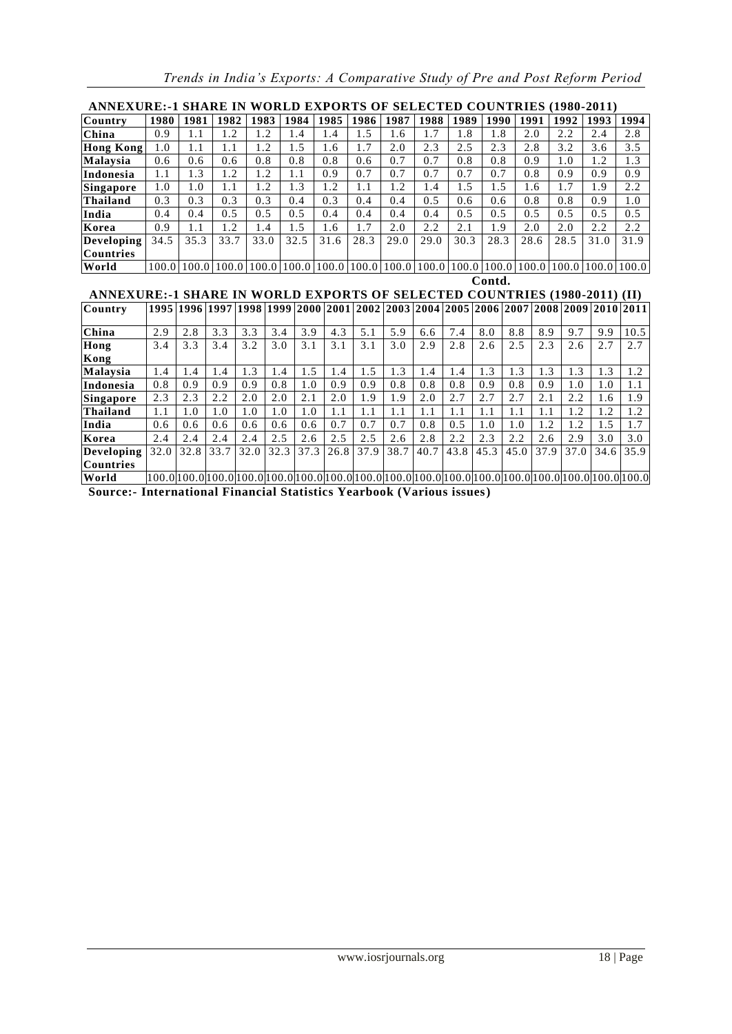**ANNEXURE:-1 SHARE IN WORLD EXPORTS OF SELECTED COUNTRIES (1980-2011)**

| Country | 1980 | 1981 | 1982 | 1983 | 1984 | 1985 | 1986 | 1987 | 1988 | 1989 | 1990 | 1991 | 1992 | 1993 | 1994 |
|---|---|---|---|---|---|---|---|---|---|---|---|---|---|---|---|
| China | 0.9 | 1.1 | 1.2 | 1.2 | 1.4 | 1.4 | 1.5 | 1.6 | 1.7 | 1.8 | 1.8 | 2.0 | 2.2 | 2.4 | 2.8 |
| Hong Kong | 1.0 | 1.1 | 1.1 | 1.2 | 1.5 | 1.6 | 1.7 | 2.0 | 2.3 | 2.5 | 2.3 | 2.8 | 3.2 | 3.6 | 3.5 |
| Malaysia | 0.6 | 0.6 | 0.6 | 0.8 | 0.8 | 0.8 | 0.6 | 0.7 | 0.7 | 0.8 | 0.8 | 0.9 | 1.0 | 1.2 | 1.3 |
| Indonesia | 1.1 | 1.3 | 1.2 | 1.2 | 1.1 | 0.9 | 0.7 | 0.7 | 0.7 | 0.7 | 0.7 | 0.8 | 0.9 | 0.9 | 0.9 |
| Singapore | 1.0 | 1.0 | 1.1 | 1.2 | 1.3 | 1.2 | 1.1 | 1.2 | 1.4 | 1.5 | 1.5 | 1.6 | 1.7 | 1.9 | 2.2 |
| Thailand | 0.3 | 0.3 | 0.3 | 0.3 | 0.4 | 0.3 | 0.4 | 0.4 | 0.5 | 0.6 | 0.6 | 0.8 | 0.8 | 0.9 | 1.0 |
| India | 0.4 | 0.4 | 0.5 | 0.5 | 0.5 | 0.4 | 0.4 | 0.4 | 0.4 | 0.5 | 0.5 | 0.5 | 0.5 | 0.5 | 0.5 |
| Korea | 0.9 | 1.1 | 1.2 | 1.4 | 1.5 | 1.6 | 1.7 | 2.0 | 2.2 | 2.1 | 1.9 | 2.0 | 2.0 | 2.2 | 2.2 |
| Developing Countries | 34.5 | 35.3 | 33.7 | 33.0 | 32.5 | 31.6 | 28.3 | 29.0 | 29.0 | 30.3 | 28.3 | 28.6 | 28.5 | 31.0 | 31.9 |
| World | 100.0 | 100.0 | 100.0 | 100.0 | 100.0 | 100.0 | 100.0 | 100.0 | 100.0 | 100.0 | 100.0 | 100.0 | 100.0 | 100.0 | 100.0 |

Contd.

**ANNEXURE:-1 SHARE IN WORLD EXPORTS OF SELECTED COUNTRIES (1980-2011) (II)**

| Country | 1995 | 1996 | 1997 | 1998 | 1999 | 2000 | 2001 | 2002 | 2003 | 2004 | 2005 | 2006 | 2007 | 2008 | 2009 | 2010 | 2011 |
|---|---|---|---|---|---|---|---|---|---|---|---|---|---|---|---|---|---|
| China | 2.9 | 2.8 | 3.3 | 3.3 | 3.4 | 3.9 | 4.3 | 5.1 | 5.9 | 6.6 | 7.4 | 8.0 | 8.8 | 8.9 | 9.7 | 9.9 | 10.5 |
| Hong Kong | 3.4 | 3.3 | 3.4 | 3.2 | 3.0 | 3.1 | 3.1 | 3.1 | 3.0 | 2.9 | 2.8 | 2.6 | 2.5 | 2.3 | 2.6 | 2.7 | 2.7 |
| Malaysia | 1.4 | 1.4 | 1.4 | 1.3 | 1.4 | 1.5 | 1.4 | 1.5 | 1.3 | 1.4 | 1.4 | 1.3 | 1.3 | 1.3 | 1.3 | 1.3 | 1.2 |
| Indonesia | 0.8 | 0.9 | 0.9 | 0.9 | 0.8 | 1.0 | 0.9 | 0.9 | 0.8 | 0.8 | 0.8 | 0.9 | 0.8 | 0.9 | 1.0 | 1.0 | 1.1 |
| Singapore | 2.3 | 2.3 | 2.2 | 2.0 | 2.0 | 2.1 | 2.0 | 1.9 | 1.9 | 2.0 | 2.7 | 2.7 | 2.7 | 2.1 | 2.2 | 1.6 | 1.9 |
| Thailand | 1.1 | 1.0 | 1.0 | 1.0 | 1.0 | 1.0 | 1.1 | 1.1 | 1.1 | 1.1 | 1.1 | 1.1 | 1.1 | 1.1 | 1.2 | 1.2 | 1.2 |
| India | 0.6 | 0.6 | 0.6 | 0.6 | 0.6 | 0.6 | 0.7 | 0.7 | 0.7 | 0.8 | 0.5 | 1.0 | 1.0 | 1.2 | 1.2 | 1.5 | 1.7 |
| Korea | 2.4 | 2.4 | 2.4 | 2.4 | 2.5 | 2.6 | 2.5 | 2.5 | 2.6 | 2.8 | 2.2 | 2.3 | 2.2 | 2.6 | 2.9 | 3.0 | 3.0 |
| Developing Countries | 32.0 | 32.8 | 33.7 | 32.0 | 32.3 | 37.3 | 26.8 | 37.9 | 38.7 | 40.7 | 43.8 | 45.3 | 45.0 | 37.9 | 37.0 | 34.6 | 35.9 |
| World | 100.0 | 100.0 | 100.0 | 100.0 | 100.0 | 100.0 | 100.0 | 100.0 | 100.0 | 100.0 | 100.0 | 100.0 | 100.0 | 100.0 | 100.0 | 100.0 | 100.0 |

**Source:- International Financial Statistics Yearbook (Various issues)**